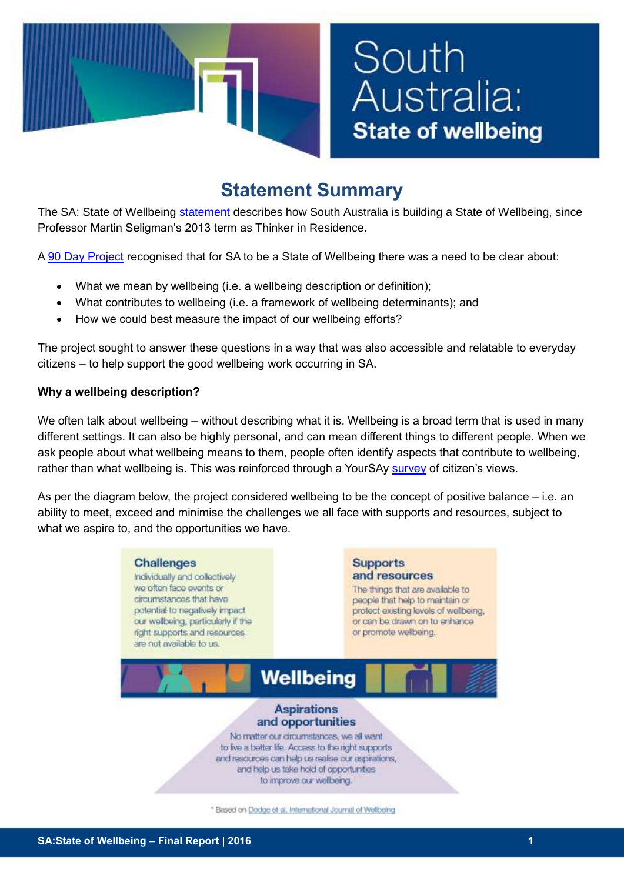# South Australia: State of wellbeing

## Statement Summary

The SA: State of Wellbeing statement describes how South Australia is building a State of Wellbeing, since Professor Martin Seligman's 2013 term as Thinker in Residence.

A 90 Day Project recognised that for SA to be a State of Wellbeing there was a need to be clear about:

- What we mean by wellbeing (i.e. a wellbeing description or definition);
- What contributes to wellbeing (i.e. a framework of wellbeing determinants); and
- How we could best measure the impact of our wellbeing efforts?

The project sought to answer these questions in a way that was also accessible and relatable to everyday citizens – to help support the good wellbeing work occurring in SA.

**Why a wellbeing description?**

We often talk about wellbeing – without describing what it is. Wellbeing is a broad term that is used in many different settings. It can also be highly personal, and can mean different things to different people. When we ask people about what wellbeing means to them, people often identify aspects that contribute to wellbeing, rather than what wellbeing is. This was reinforced through a YourSAy survey of citizen's views.

As per the diagram below, the project considered wellbeing to be the concept of positive balance – i.e. an ability to meet, exceed and minimise the challenges we all face with supports and resources, subject to what we aspire to, and the opportunities we have.

**Challenges**
Individually and collectively we often face events or circumstances that have potential to negatively impact our wellbeing, particularly if the right supports and resources are not available to us.

**Supports and resources**
The things that are available to people that help to maintain or protect existing levels of wellbeing, or can be drawn on to enhance or promote wellbeing.

**Wellbeing**

**Aspirations and opportunities**
No matter our circumstances, we all want to live a better life. Access to the right supports and resources can help us realise our aspirations, and help us take hold of opportunities to improve our wellbeing.

* Based on Dodge et al. International Journal of Wellbeing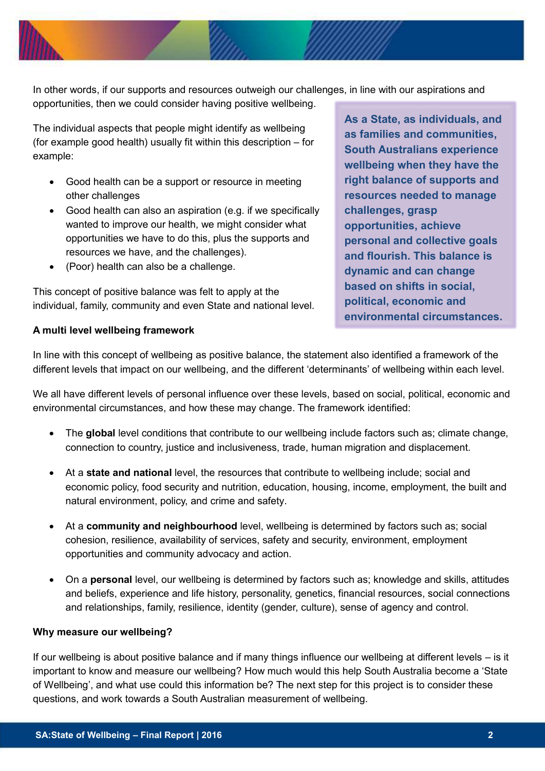In other words, if our supports and resources outweigh our challenges, in line with our aspirations and opportunities, then we could consider having positive wellbeing.

The individual aspects that people might identify as wellbeing (for example good health) usually fit within this description – for example:

- Good health can be a support or resource in meeting other challenges
- Good health can also an aspiration (e.g. if we specifically wanted to improve our health, we might consider what opportunities we have to do this, plus the supports and resources we have, and the challenges).
- (Poor) health can also be a challenge.

This concept of positive balance was felt to apply at the individual, family, community and even State and national level.

**As a State, as individuals, and as families and communities, South Australians experience wellbeing when they have the right balance of supports and resources needed to manage challenges, grasp opportunities, achieve personal and collective goals and flourish. This balance is dynamic and can change based on shifts in social, political, economic and environmental circumstances.**

**A multi level wellbeing framework**

In line with this concept of wellbeing as positive balance, the statement also identified a framework of the different levels that impact on our wellbeing, and the different 'determinants' of wellbeing within each level.

We all have different levels of personal influence over these levels, based on social, political, economic and environmental circumstances, and how these may change. The framework identified:

- The **global** level conditions that contribute to our wellbeing include factors such as; climate change, connection to country, justice and inclusiveness, trade, human migration and displacement.
- At a **state and national** level, the resources that contribute to wellbeing include; social and economic policy, food security and nutrition, education, housing, income, employment, the built and natural environment, policy, and crime and safety.
- At a **community and neighbourhood** level, wellbeing is determined by factors such as; social cohesion, resilience, availability of services, safety and security, environment, employment opportunities and community advocacy and action.
- On a **personal** level, our wellbeing is determined by factors such as; knowledge and skills, attitudes and beliefs, experience and life history, personality, genetics, financial resources, social connections and relationships, family, resilience, identity (gender, culture), sense of agency and control.

**Why measure our wellbeing?**

If our wellbeing is about positive balance and if many things influence our wellbeing at different levels – is it important to know and measure our wellbeing? How much would this help South Australia become a 'State of Wellbeing', and what use could this information be? The next step for this project is to consider these questions, and work towards a South Australian measurement of wellbeing.